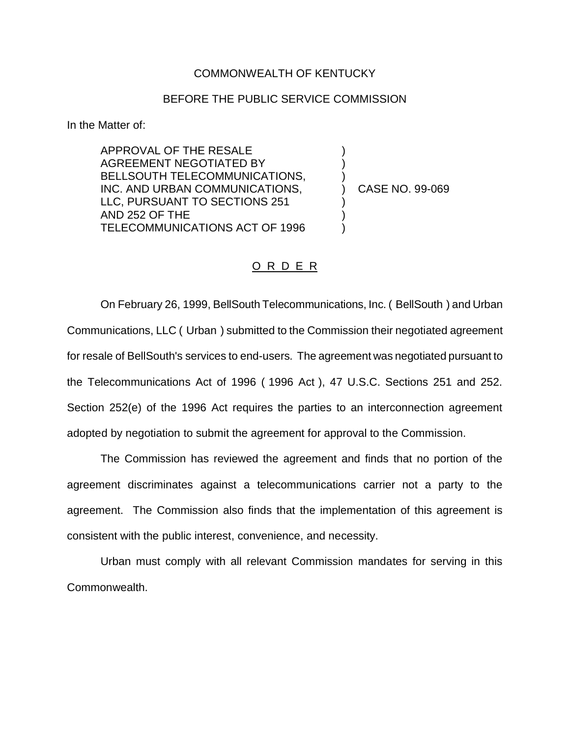COMMONWEALTH OF KENTUCKY

BEFORE THE PUBLIC SERVICE COMMISSION

In the Matter of:

APPROVAL OF THE RESALE AGREEMENT NEGOTIATED BY BELLSOUTH TELECOMMUNICATIONS, INC. AND URBAN COMMUNICATIONS, LLC, PURSUANT TO SECTIONS 251 AND 252 OF THE TELECOMMUNICATIONS ACT OF 1996 ) CASE NO. 99-069

O R D E R

On February 26, 1999, BellSouth Telecommunications, Inc. ( BellSouth ) and Urban Communications, LLC ( Urban ) submitted to the Commission their negotiated agreement for resale of BellSouth's services to end-users. The agreement was negotiated pursuant to the Telecommunications Act of 1996 ( 1996 Act ), 47 U.S.C. Sections 251 and 252. Section 252(e) of the 1996 Act requires the parties to an interconnection agreement adopted by negotiation to submit the agreement for approval to the Commission.

The Commission has reviewed the agreement and finds that no portion of the agreement discriminates against a telecommunications carrier not a party to the agreement. The Commission also finds that the implementation of this agreement is consistent with the public interest, convenience, and necessity.

Urban must comply with all relevant Commission mandates for serving in this Commonwealth.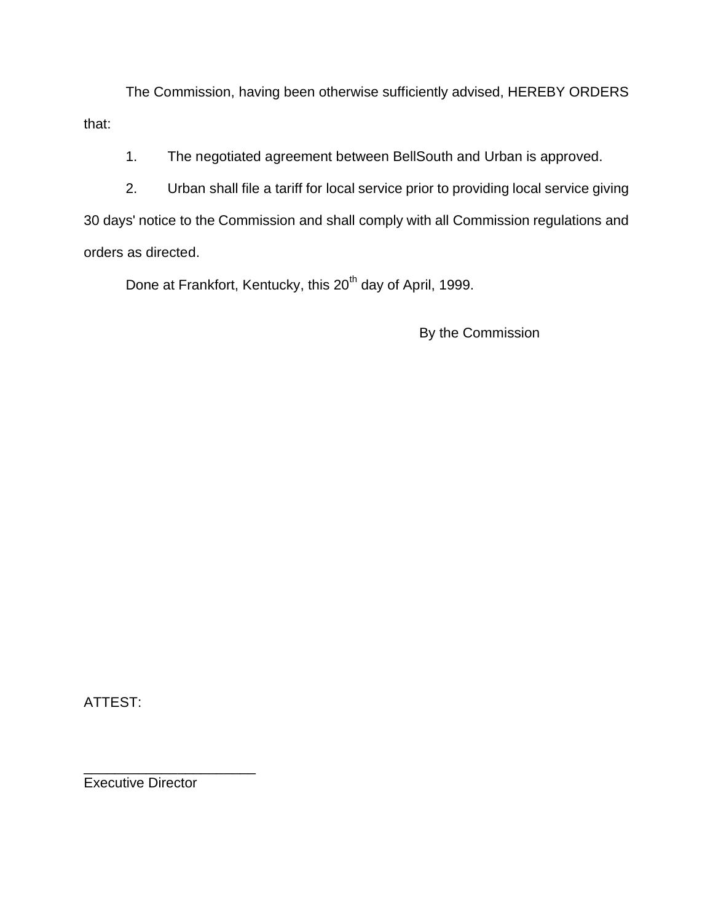The Commission, having been otherwise sufficiently advised, HEREBY ORDERS that:

1. The negotiated agreement between BellSouth and Urban is approved.

2. Urban shall file a tariff for local service prior to providing local service giving 30 days' notice to the Commission and shall comply with all Commission regulations and orders as directed.

Done at Frankfort, Kentucky, this 20th day of April, 1999.

By the Commission

ATTEST:

______________________
Executive Director